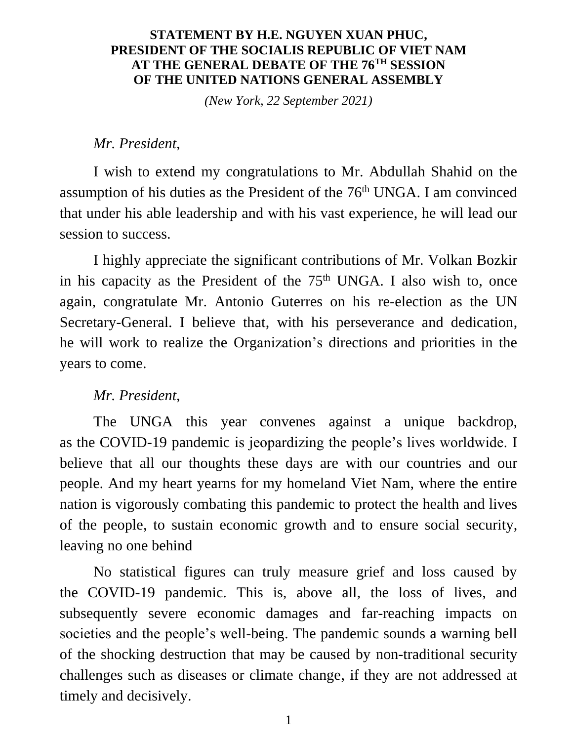**STATEMENT BY H.E. NGUYEN XUAN PHUC,**
**PRESIDENT OF THE SOCIALIS REPUBLIC OF VIET NAM**
**AT THE GENERAL DEBATE OF THE 76TH SESSION**
**OF THE UNITED NATIONS GENERAL ASSEMBLY**

*(New York, 22 September 2021)*

*Mr. President,*

I wish to extend my congratulations to Mr. Abdullah Shahid on the assumption of his duties as the President of the 76th UNGA. I am convinced that under his able leadership and with his vast experience, he will lead our session to success.

I highly appreciate the significant contributions of Mr. Volkan Bozkir in his capacity as the President of the 75th UNGA. I also wish to, once again, congratulate Mr. Antonio Guterres on his re-election as the UN Secretary-General. I believe that, with his perseverance and dedication, he will work to realize the Organization's directions and priorities in the years to come.

*Mr. President,*

The UNGA this year convenes against a unique backdrop, as the COVID-19 pandemic is jeopardizing the people's lives worldwide. I believe that all our thoughts these days are with our countries and our people. And my heart yearns for my homeland Viet Nam, where the entire nation is vigorously combating this pandemic to protect the health and lives of the people, to sustain economic growth and to ensure social security, leaving no one behind

No statistical figures can truly measure grief and loss caused by the COVID-19 pandemic. This is, above all, the loss of lives, and subsequently severe economic damages and far-reaching impacts on societies and the people's well-being. The pandemic sounds a warning bell of the shocking destruction that may be caused by non-traditional security challenges such as diseases or climate change, if they are not addressed at timely and decisively.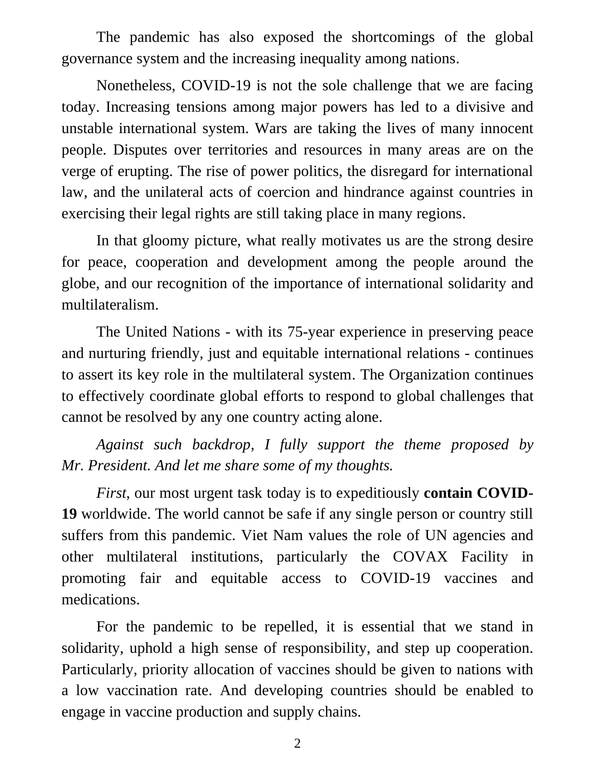The pandemic has also exposed the shortcomings of the global governance system and the increasing inequality among nations.

Nonetheless, COVID-19 is not the sole challenge that we are facing today. Increasing tensions among major powers has led to a divisive and unstable international system. Wars are taking the lives of many innocent people. Disputes over territories and resources in many areas are on the verge of erupting. The rise of power politics, the disregard for international law, and the unilateral acts of coercion and hindrance against countries in exercising their legal rights are still taking place in many regions.

In that gloomy picture, what really motivates us are the strong desire for peace, cooperation and development among the people around the globe, and our recognition of the importance of international solidarity and multilateralism.

The United Nations - with its 75-year experience in preserving peace and nurturing friendly, just and equitable international relations - continues to assert its key role in the multilateral system. The Organization continues to effectively coordinate global efforts to respond to global challenges that cannot be resolved by any one country acting alone.

*Against such backdrop, I fully support the theme proposed by Mr. President. And let me share some of my thoughts.*

*First*, our most urgent task today is to expeditiously **contain COVID-19** worldwide. The world cannot be safe if any single person or country still suffers from this pandemic. Viet Nam values the role of UN agencies and other multilateral institutions, particularly the COVAX Facility in promoting fair and equitable access to COVID-19 vaccines and medications.

For the pandemic to be repelled, it is essential that we stand in solidarity, uphold a high sense of responsibility, and step up cooperation. Particularly, priority allocation of vaccines should be given to nations with a low vaccination rate. And developing countries should be enabled to engage in vaccine production and supply chains.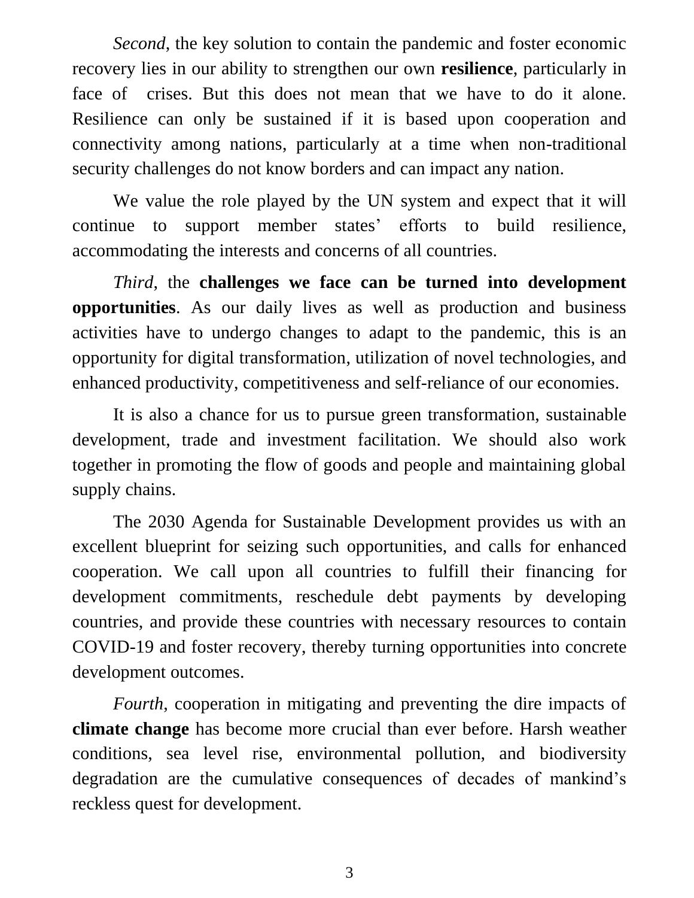*Second*, the key solution to contain the pandemic and foster economic recovery lies in our ability to strengthen our own **resilience**, particularly in face of crises. But this does not mean that we have to do it alone. Resilience can only be sustained if it is based upon cooperation and connectivity among nations, particularly at a time when non-traditional security challenges do not know borders and can impact any nation.

We value the role played by the UN system and expect that it will continue to support member states' efforts to build resilience, accommodating the interests and concerns of all countries.

*Third*, the **challenges we face can be turned into development opportunities**. As our daily lives as well as production and business activities have to undergo changes to adapt to the pandemic, this is an opportunity for digital transformation, utilization of novel technologies, and enhanced productivity, competitiveness and self-reliance of our economies.

It is also a chance for us to pursue green transformation, sustainable development, trade and investment facilitation. We should also work together in promoting the flow of goods and people and maintaining global supply chains.

The 2030 Agenda for Sustainable Development provides us with an excellent blueprint for seizing such opportunities, and calls for enhanced cooperation. We call upon all countries to fulfill their financing for development commitments, reschedule debt payments by developing countries, and provide these countries with necessary resources to contain COVID-19 and foster recovery, thereby turning opportunities into concrete development outcomes.

*Fourth*, cooperation in mitigating and preventing the dire impacts of **climate change** has become more crucial than ever before. Harsh weather conditions, sea level rise, environmental pollution, and biodiversity degradation are the cumulative consequences of decades of mankind's reckless quest for development.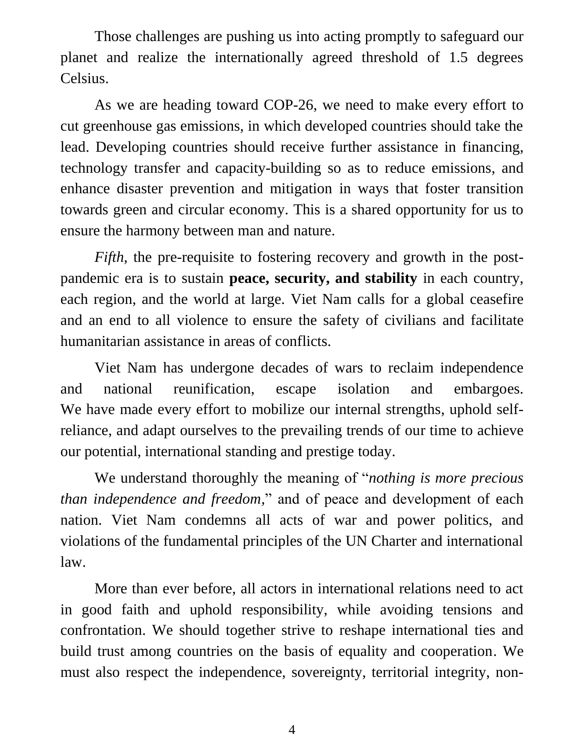Those challenges are pushing us into acting promptly to safeguard our planet and realize the internationally agreed threshold of 1.5 degrees Celsius.

As we are heading toward COP-26, we need to make every effort to cut greenhouse gas emissions, in which developed countries should take the lead. Developing countries should receive further assistance in financing, technology transfer and capacity-building so as to reduce emissions, and enhance disaster prevention and mitigation in ways that foster transition towards green and circular economy. This is a shared opportunity for us to ensure the harmony between man and nature.

*Fifth*, the pre-requisite to fostering recovery and growth in the post-pandemic era is to sustain **peace, security, and stability** in each country, each region, and the world at large. Viet Nam calls for a global ceasefire and an end to all violence to ensure the safety of civilians and facilitate humanitarian assistance in areas of conflicts.

Viet Nam has undergone decades of wars to reclaim independence and national reunification, escape isolation and embargoes. We have made every effort to mobilize our internal strengths, uphold self-reliance, and adapt ourselves to the prevailing trends of our time to achieve our potential, international standing and prestige today.

We understand thoroughly the meaning of "*nothing is more precious than independence and freedom*," and of peace and development of each nation. Viet Nam condemns all acts of war and power politics, and violations of the fundamental principles of the UN Charter and international law.

More than ever before, all actors in international relations need to act in good faith and uphold responsibility, while avoiding tensions and confrontation. We should together strive to reshape international ties and build trust among countries on the basis of equality and cooperation. We must also respect the independence, sovereignty, territorial integrity, non-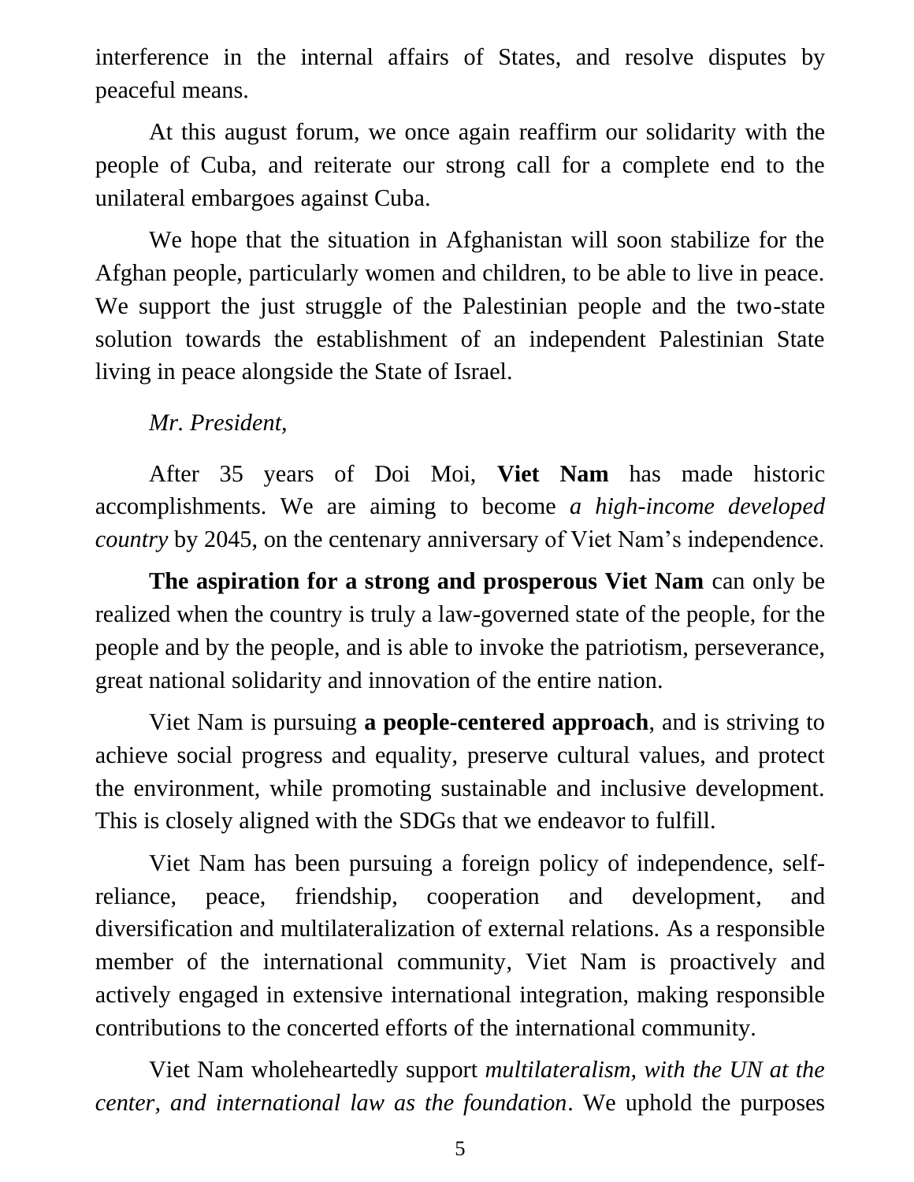interference in the internal affairs of States, and resolve disputes by peaceful means.

At this august forum, we once again reaffirm our solidarity with the people of Cuba, and reiterate our strong call for a complete end to the unilateral embargoes against Cuba.

We hope that the situation in Afghanistan will soon stabilize for the Afghan people, particularly women and children, to be able to live in peace. We support the just struggle of the Palestinian people and the two-state solution towards the establishment of an independent Palestinian State living in peace alongside the State of Israel.

*Mr. President,*

After 35 years of Doi Moi, **Viet Nam** has made historic accomplishments. We are aiming to become *a high-income developed country* by 2045, on the centenary anniversary of Viet Nam's independence.

**The aspiration for a strong and prosperous Viet Nam** can only be realized when the country is truly a law-governed state of the people, for the people and by the people, and is able to invoke the patriotism, perseverance, great national solidarity and innovation of the entire nation.

Viet Nam is pursuing **a people-centered approach**, and is striving to achieve social progress and equality, preserve cultural values, and protect the environment, while promoting sustainable and inclusive development. This is closely aligned with the SDGs that we endeavor to fulfill.

Viet Nam has been pursuing a foreign policy of independence, self-reliance, peace, friendship, cooperation and development, and diversification and multilateralization of external relations. As a responsible member of the international community, Viet Nam is proactively and actively engaged in extensive international integration, making responsible contributions to the concerted efforts of the international community.

Viet Nam wholeheartedly support *multilateralism, with the UN at the center, and international law as the foundation*. We uphold the purposes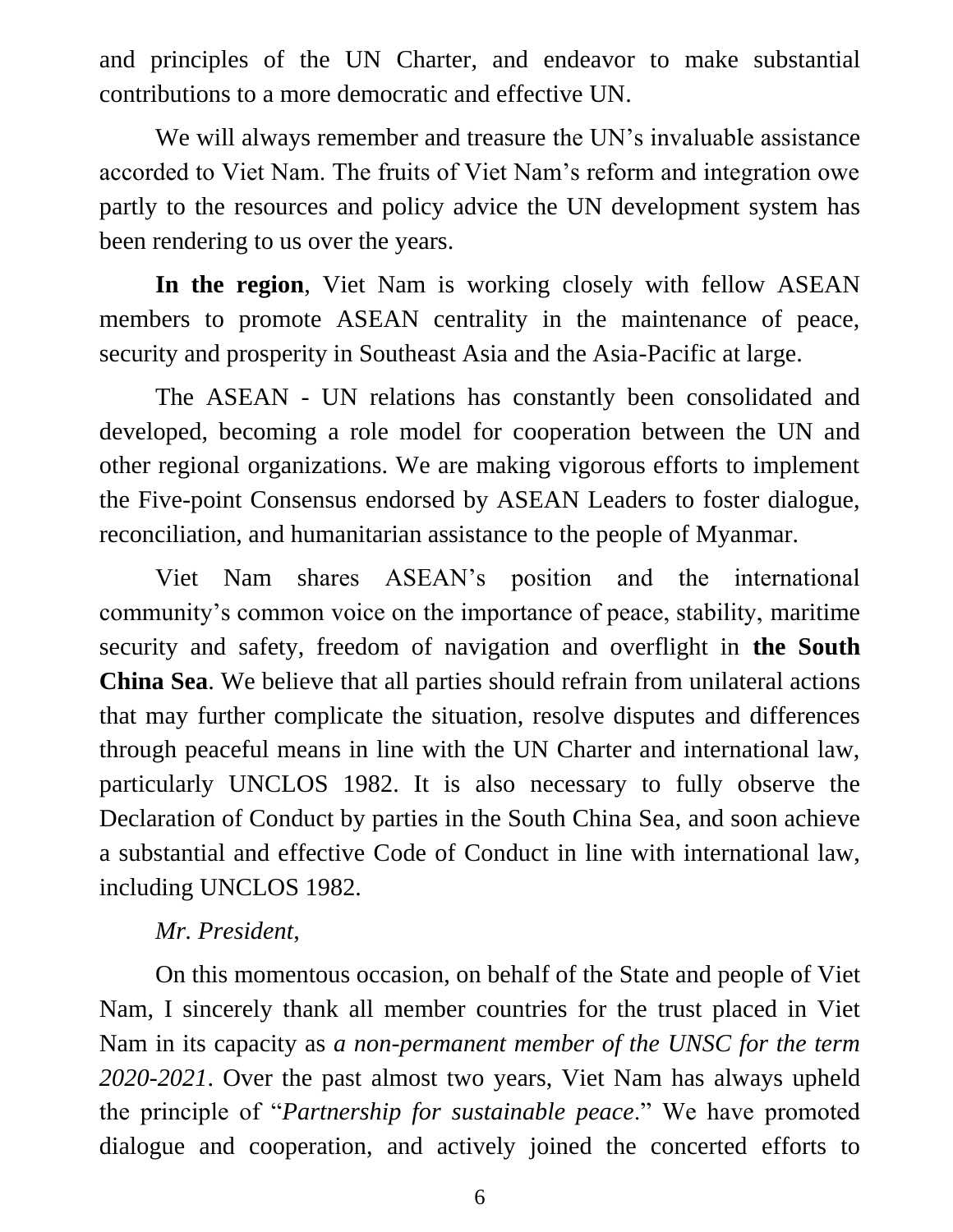and principles of the UN Charter, and endeavor to make substantial contributions to a more democratic and effective UN.

We will always remember and treasure the UN's invaluable assistance accorded to Viet Nam. The fruits of Viet Nam's reform and integration owe partly to the resources and policy advice the UN development system has been rendering to us over the years.

**In the region**, Viet Nam is working closely with fellow ASEAN members to promote ASEAN centrality in the maintenance of peace, security and prosperity in Southeast Asia and the Asia-Pacific at large.

The ASEAN - UN relations has constantly been consolidated and developed, becoming a role model for cooperation between the UN and other regional organizations. We are making vigorous efforts to implement the Five-point Consensus endorsed by ASEAN Leaders to foster dialogue, reconciliation, and humanitarian assistance to the people of Myanmar.

Viet Nam shares ASEAN's position and the international community's common voice on the importance of peace, stability, maritime security and safety, freedom of navigation and overflight in **the South China Sea**. We believe that all parties should refrain from unilateral actions that may further complicate the situation, resolve disputes and differences through peaceful means in line with the UN Charter and international law, particularly UNCLOS 1982. It is also necessary to fully observe the Declaration of Conduct by parties in the South China Sea, and soon achieve a substantial and effective Code of Conduct in line with international law, including UNCLOS 1982.

*Mr. President,*

On this momentous occasion, on behalf of the State and people of Viet Nam, I sincerely thank all member countries for the trust placed in Viet Nam in its capacity as *a non-permanent member of the UNSC for the term 2020-2021*. Over the past almost two years, Viet Nam has always upheld the principle of "*Partnership for sustainable peace*." We have promoted dialogue and cooperation, and actively joined the concerted efforts to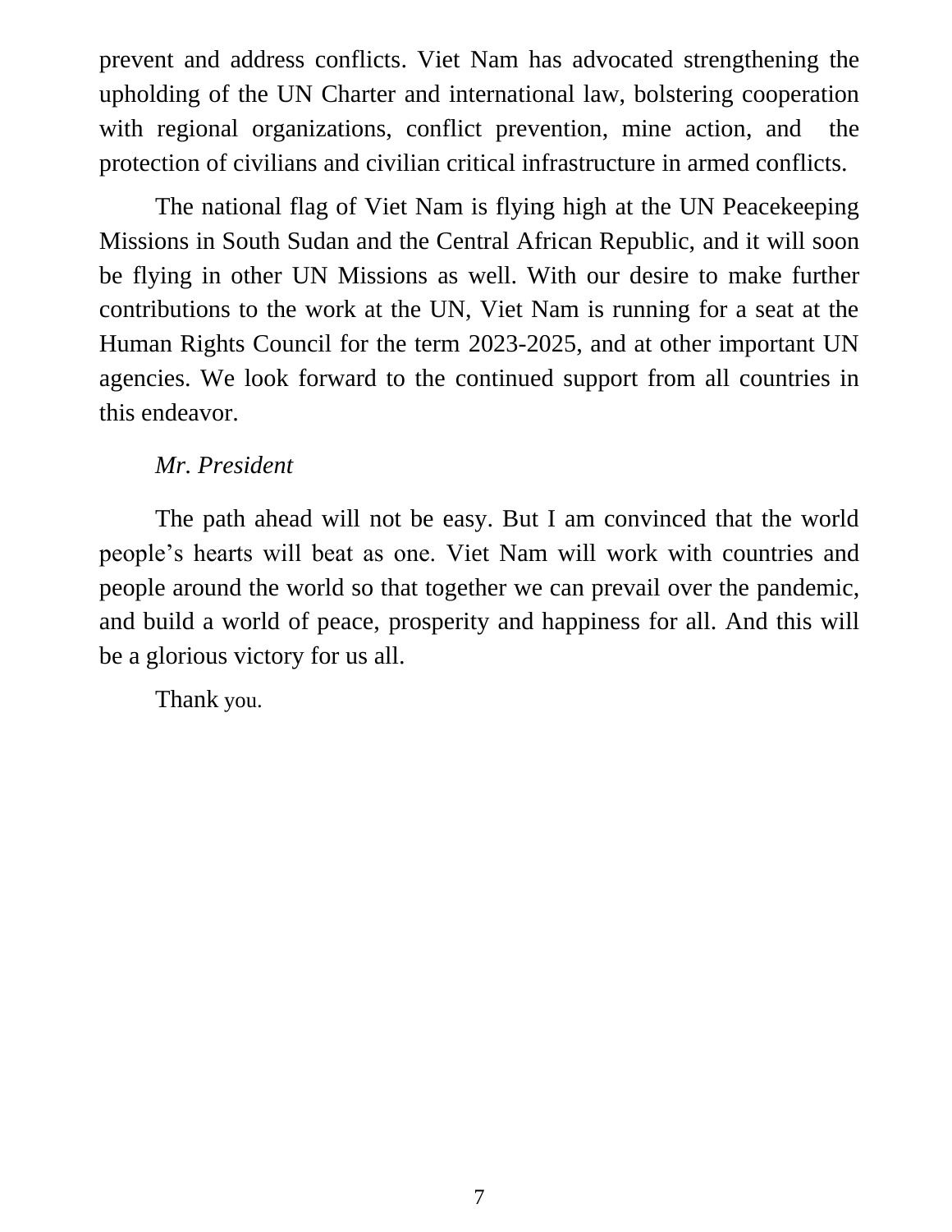prevent and address conflicts. Viet Nam has advocated strengthening the upholding of the UN Charter and international law, bolstering cooperation with regional organizations, conflict prevention, mine action, and the protection of civilians and civilian critical infrastructure in armed conflicts.

The national flag of Viet Nam is flying high at the UN Peacekeeping Missions in South Sudan and the Central African Republic, and it will soon be flying in other UN Missions as well. With our desire to make further contributions to the work at the UN, Viet Nam is running for a seat at the Human Rights Council for the term 2023-2025, and at other important UN agencies. We look forward to the continued support from all countries in this endeavor.

*Mr. President*

The path ahead will not be easy. But I am convinced that the world people's hearts will beat as one. Viet Nam will work with countries and people around the world so that together we can prevail over the pandemic, and build a world of peace, prosperity and happiness for all. And this will be a glorious victory for us all.

Thank you.